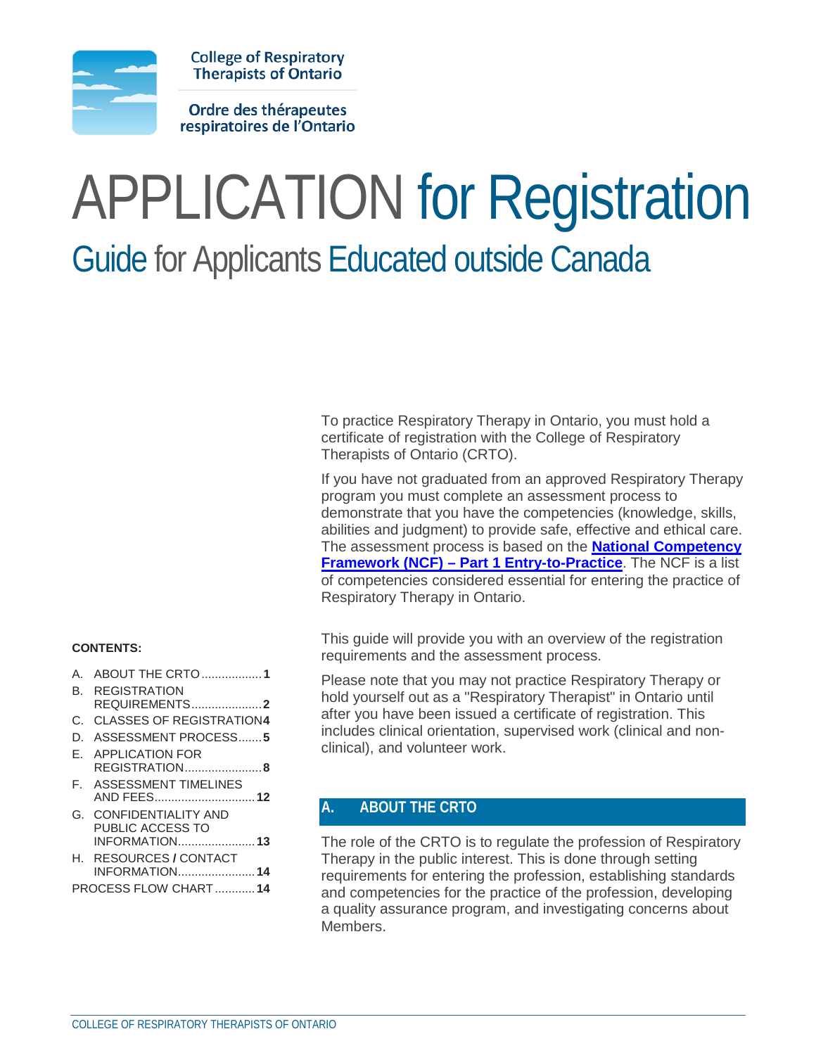College of Respiratory Therapists of Ontario

Ordre des thérapeutes respiratoires de l'Ontario

# APPLICATION for Registration

## Guide for Applicants Educated outside Canada

To practice Respiratory Therapy in Ontario, you must hold a certificate of registration with the College of Respiratory Therapists of Ontario (CRTO).

If you have not graduated from an approved Respiratory Therapy program you must complete an assessment process to demonstrate that you have the competencies (knowledge, skills, abilities and judgment) to provide safe, effective and ethical care. The assessment process is based on the **National Competency Framework (NCF) – Part 1 Entry-to-Practice**. The NCF is a list of competencies considered essential for entering the practice of Respiratory Therapy in Ontario.

This guide will provide you with an overview of the registration requirements and the assessment process.

Please note that you may not practice Respiratory Therapy or hold yourself out as a "Respiratory Therapist" in Ontario until after you have been issued a certificate of registration. This includes clinical orientation, supervised work (clinical and non-clinical), and volunteer work.

**CONTENTS:**

- A. ABOUT THE CRTO .................. **1**
- B. REGISTRATION REQUIREMENTS .................... **2**
- C. CLASSES OF REGISTRATION **4**
- D. ASSESSMENT PROCESS ....... **5**
- E. APPLICATION FOR REGISTRATION ...................... **8**
- F. ASSESSMENT TIMELINES AND FEES ............................ **12**
- G. CONFIDENTIALITY AND PUBLIC ACCESS TO INFORMATION ...................... **13**
- H. RESOURCES / CONTACT INFORMATION ...................... **14**
- PROCESS FLOW CHART ............ **14**

## A. ABOUT THE CRTO

The role of the CRTO is to regulate the profession of Respiratory Therapy in the public interest. This is done through setting requirements for entering the profession, establishing standards and competencies for the practice of the profession, developing a quality assurance program, and investigating concerns about Members.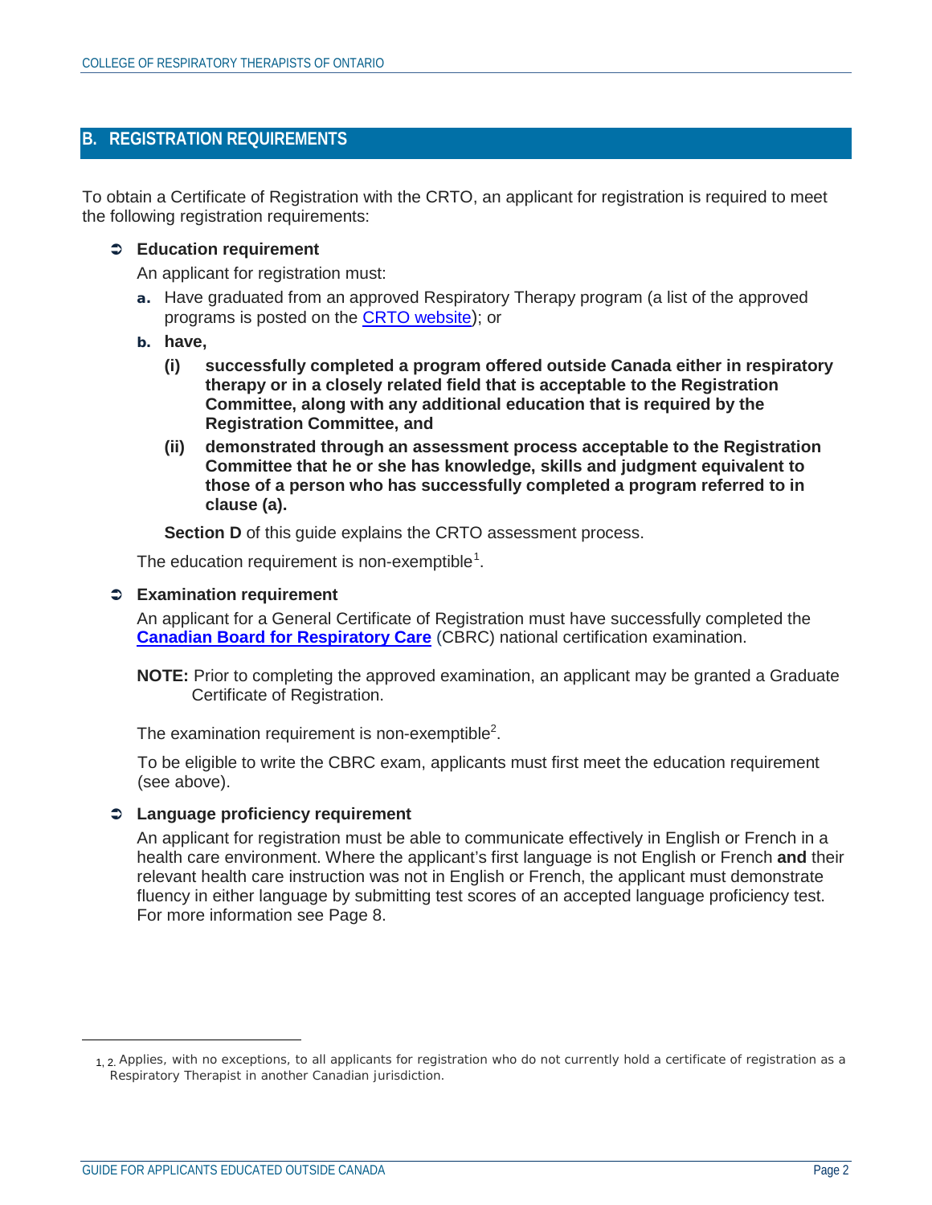## B. REGISTRATION REQUIREMENTS

To obtain a Certificate of Registration with the CRTO, an applicant for registration is required to meet the following registration requirements:

- **Education requirement**

  An applicant for registration must:

  **a.** Have graduated from an approved Respiratory Therapy program (a list of the approved programs is posted on the CRTO website); or

  **b.** **have,**

  **(i) successfully completed a program offered outside Canada either in respiratory therapy or in a closely related field that is acceptable to the Registration Committee, along with any additional education that is required by the Registration Committee, and**

  **(ii) demonstrated through an assessment process acceptable to the Registration Committee that he or she has knowledge, skills and judgment equivalent to those of a person who has successfully completed a program referred to in clause (a).**

  **Section D** of this guide explains the CRTO assessment process.

  The education requirement is non-exemptible[1].

- **Examination requirement**

  An applicant for a General Certificate of Registration must have successfully completed the **Canadian Board for Respiratory Care** (CBRC) national certification examination.

  **NOTE:** Prior to completing the approved examination, an applicant may be granted a Graduate Certificate of Registration.

  The examination requirement is non-exemptible[2].

  To be eligible to write the CBRC exam, applicants must first meet the education requirement (see above).

- **Language proficiency requirement**

  An applicant for registration must be able to communicate effectively in English or French in a health care environment. Where the applicant's first language is not English or French **and** their relevant health care instruction was not in English or French, the applicant must demonstrate fluency in either language by submitting test scores of an accepted language proficiency test. For more information see Page 8.

---

[1, 2] Applies, with no exceptions, to all applicants for registration who do not currently hold a certificate of registration as a Respiratory Therapist in another Canadian jurisdiction.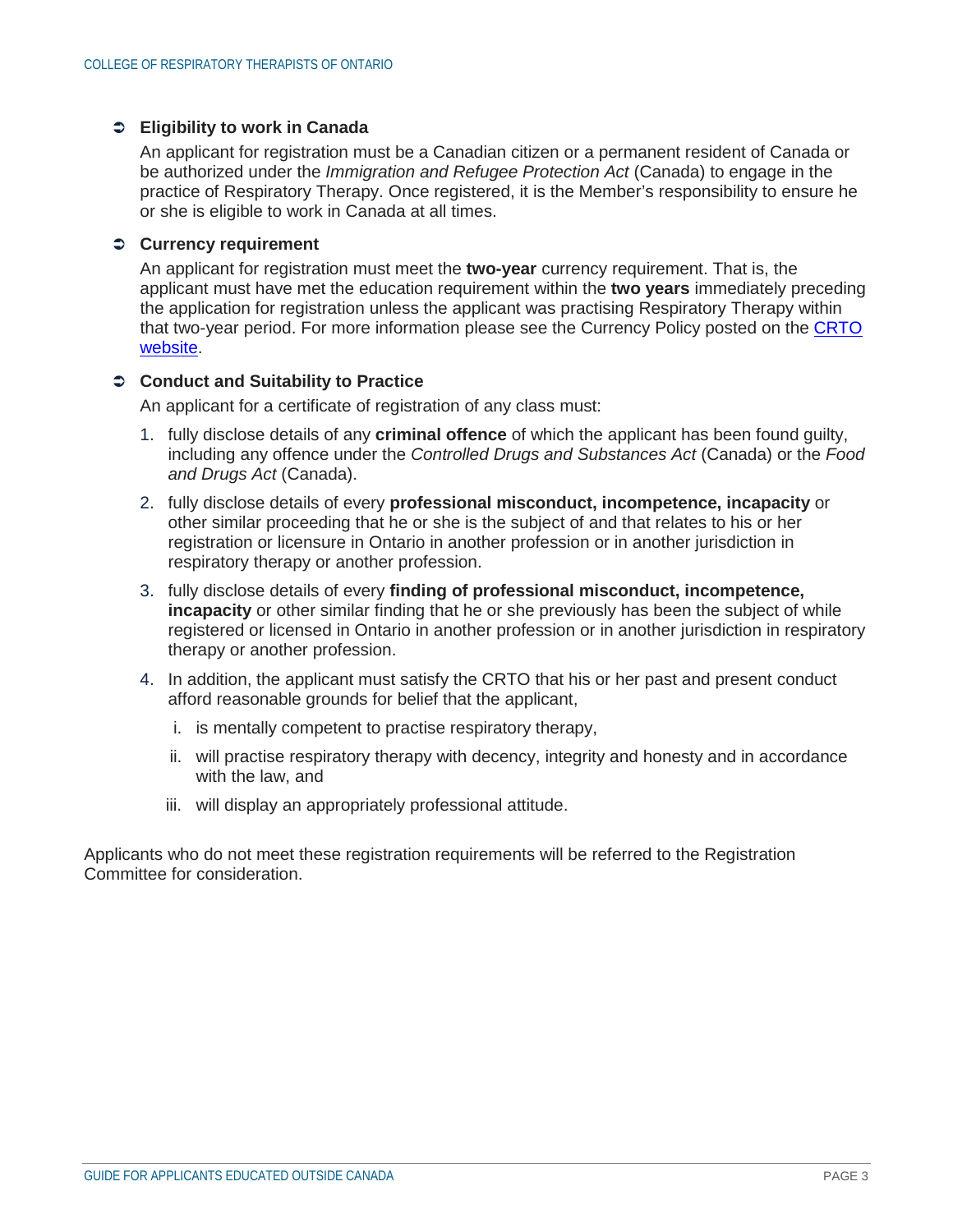- **Eligibility to work in Canada**

  An applicant for registration must be a Canadian citizen or a permanent resident of Canada or be authorized under the *Immigration and Refugee Protection Act* (Canada) to engage in the practice of Respiratory Therapy. Once registered, it is the Member's responsibility to ensure he or she is eligible to work in Canada at all times.

- **Currency requirement**

  An applicant for registration must meet the **two-year** currency requirement. That is, the applicant must have met the education requirement within the **two years** immediately preceding the application for registration unless the applicant was practising Respiratory Therapy within that two-year period. For more information please see the Currency Policy posted on the [CRTO website](CRTO website).

- **Conduct and Suitability to Practice**

  An applicant for a certificate of registration of any class must:

  1. fully disclose details of any **criminal offence** of which the applicant has been found guilty, including any offence under the *Controlled Drugs and Substances Act* (Canada) or the *Food and Drugs Act* (Canada).
  2. fully disclose details of every **professional misconduct, incompetence, incapacity** or other similar proceeding that he or she is the subject of and that relates to his or her registration or licensure in Ontario in another profession or in another jurisdiction in respiratory therapy or another profession.
  3. fully disclose details of every **finding of professional misconduct, incompetence, incapacity** or other similar finding that he or she previously has been the subject of while registered or licensed in Ontario in another profession or in another jurisdiction in respiratory therapy or another profession.
  4. In addition, the applicant must satisfy the CRTO that his or her past and present conduct afford reasonable grounds for belief that the applicant,
     1. is mentally competent to practise respiratory therapy,
     2. will practise respiratory therapy with decency, integrity and honesty and in accordance with the law, and
     3. will display an appropriately professional attitude.

Applicants who do not meet these registration requirements will be referred to the Registration Committee for consideration.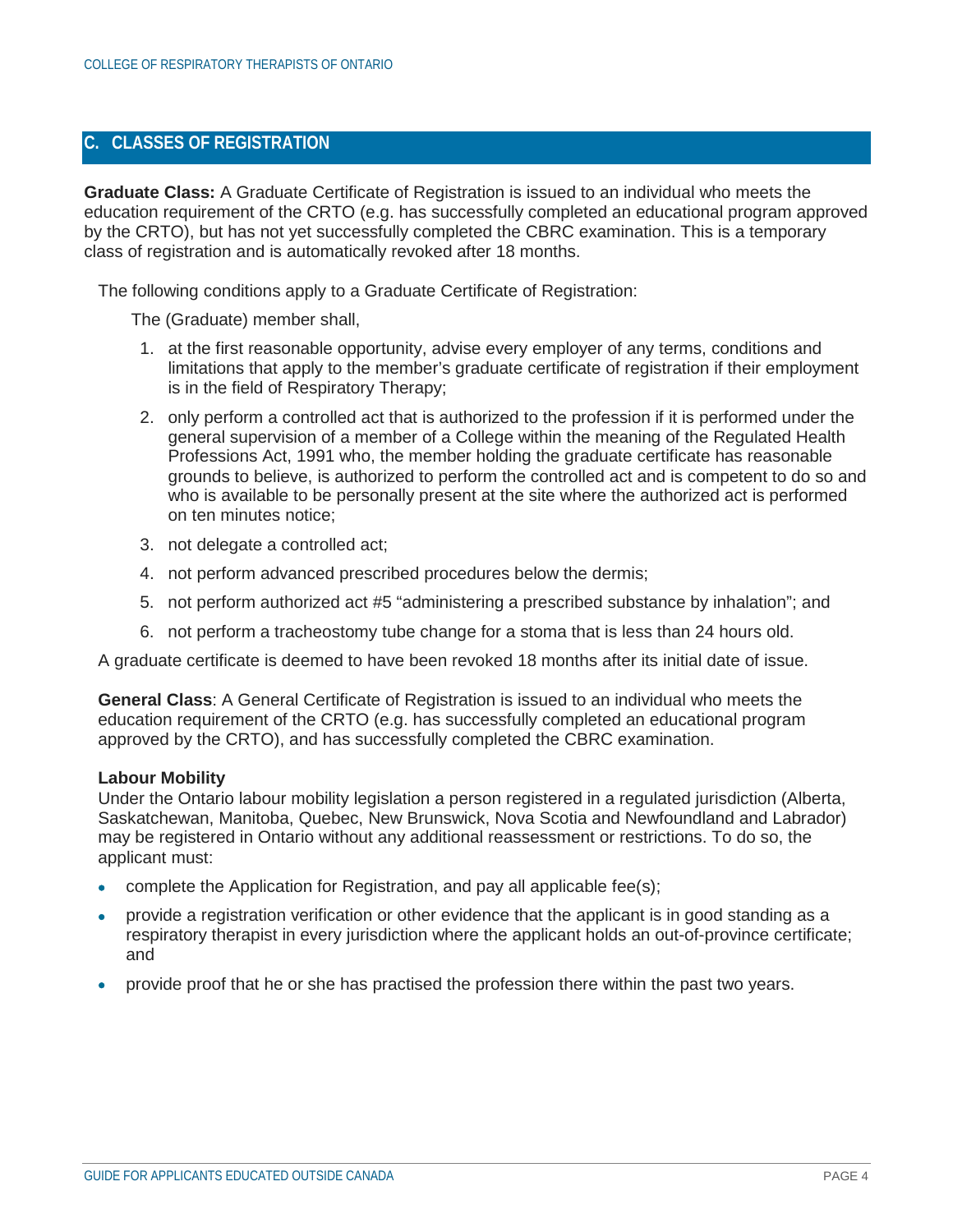## C. CLASSES OF REGISTRATION

**Graduate Class:** A Graduate Certificate of Registration is issued to an individual who meets the education requirement of the CRTO (e.g. has successfully completed an educational program approved by the CRTO), but has not yet successfully completed the CBRC examination. This is a temporary class of registration and is automatically revoked after 18 months.

The following conditions apply to a Graduate Certificate of Registration:

The (Graduate) member shall,

1. at the first reasonable opportunity, advise every employer of any terms, conditions and limitations that apply to the member's graduate certificate of registration if their employment is in the field of Respiratory Therapy;
2. only perform a controlled act that is authorized to the profession if it is performed under the general supervision of a member of a College within the meaning of the Regulated Health Professions Act, 1991 who, the member holding the graduate certificate has reasonable grounds to believe, is authorized to perform the controlled act and is competent to do so and who is available to be personally present at the site where the authorized act is performed on ten minutes notice;
3. not delegate a controlled act;
4. not perform advanced prescribed procedures below the dermis;
5. not perform authorized act #5 "administering a prescribed substance by inhalation"; and
6. not perform a tracheostomy tube change for a stoma that is less than 24 hours old.

A graduate certificate is deemed to have been revoked 18 months after its initial date of issue.

**General Class**: A General Certificate of Registration is issued to an individual who meets the education requirement of the CRTO (e.g. has successfully completed an educational program approved by the CRTO), and has successfully completed the CBRC examination.

**Labour Mobility**

Under the Ontario labour mobility legislation a person registered in a regulated jurisdiction (Alberta, Saskatchewan, Manitoba, Quebec, New Brunswick, Nova Scotia and Newfoundland and Labrador) may be registered in Ontario without any additional reassessment or restrictions. To do so, the applicant must:

- complete the Application for Registration, and pay all applicable fee(s);
- provide a registration verification or other evidence that the applicant is in good standing as a respiratory therapist in every jurisdiction where the applicant holds an out-of-province certificate; and
- provide proof that he or she has practised the profession there within the past two years.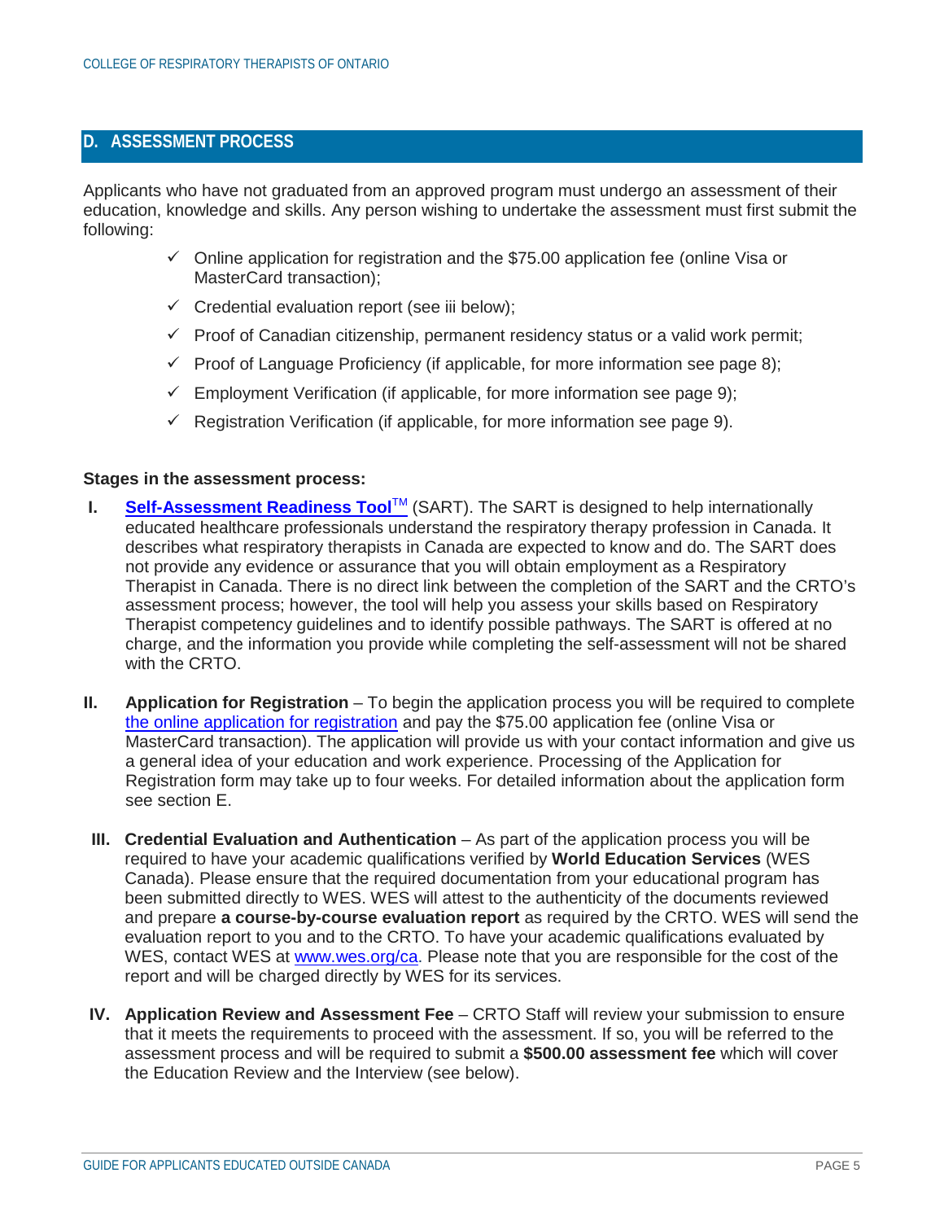## D. ASSESSMENT PROCESS

Applicants who have not graduated from an approved program must undergo an assessment of their education, knowledge and skills. Any person wishing to undertake the assessment must first submit the following:

- ✓ Online application for registration and the $75.00 application fee (online Visa or MasterCard transaction);
- ✓ Credential evaluation report (see iii below);
- ✓ Proof of Canadian citizenship, permanent residency status or a valid work permit;
- ✓ Proof of Language Proficiency (if applicable, for more information see page 8);
- ✓ Employment Verification (if applicable, for more information see page 9);
- ✓ Registration Verification (if applicable, for more information see page 9).

**Stages in the assessment process:**

**I.** **Self-Assessment Readiness Tool™** (SART). The SART is designed to help internationally educated healthcare professionals understand the respiratory therapy profession in Canada. It describes what respiratory therapists in Canada are expected to know and do. The SART does not provide any evidence or assurance that you will obtain employment as a Respiratory Therapist in Canada. There is no direct link between the completion of the SART and the CRTO's assessment process; however, the tool will help you assess your skills based on Respiratory Therapist competency guidelines and to identify possible pathways. The SART is offered at no charge, and the information you provide while completing the self-assessment will not be shared with the CRTO.

**II.** **Application for Registration** – To begin the application process you will be required to complete the online application for registration and pay the $75.00 application fee (online Visa or MasterCard transaction). The application will provide us with your contact information and give us a general idea of your education and work experience. Processing of the Application for Registration form may take up to four weeks. For detailed information about the application form see section E.

**III.** **Credential Evaluation and Authentication** – As part of the application process you will be required to have your academic qualifications verified by **World Education Services** (WES Canada). Please ensure that the required documentation from your educational program has been submitted directly to WES. WES will attest to the authenticity of the documents reviewed and prepare **a course-by-course evaluation report** as required by the CRTO. WES will send the evaluation report to you and to the CRTO. To have your academic qualifications evaluated by WES, contact WES at www.wes.org/ca. Please note that you are responsible for the cost of the report and will be charged directly by WES for its services.

**IV.** **Application Review and Assessment Fee** – CRTO Staff will review your submission to ensure that it meets the requirements to proceed with the assessment. If so, you will be referred to the assessment process and will be required to submit a **$500.00 assessment fee** which will cover the Education Review and the Interview (see below).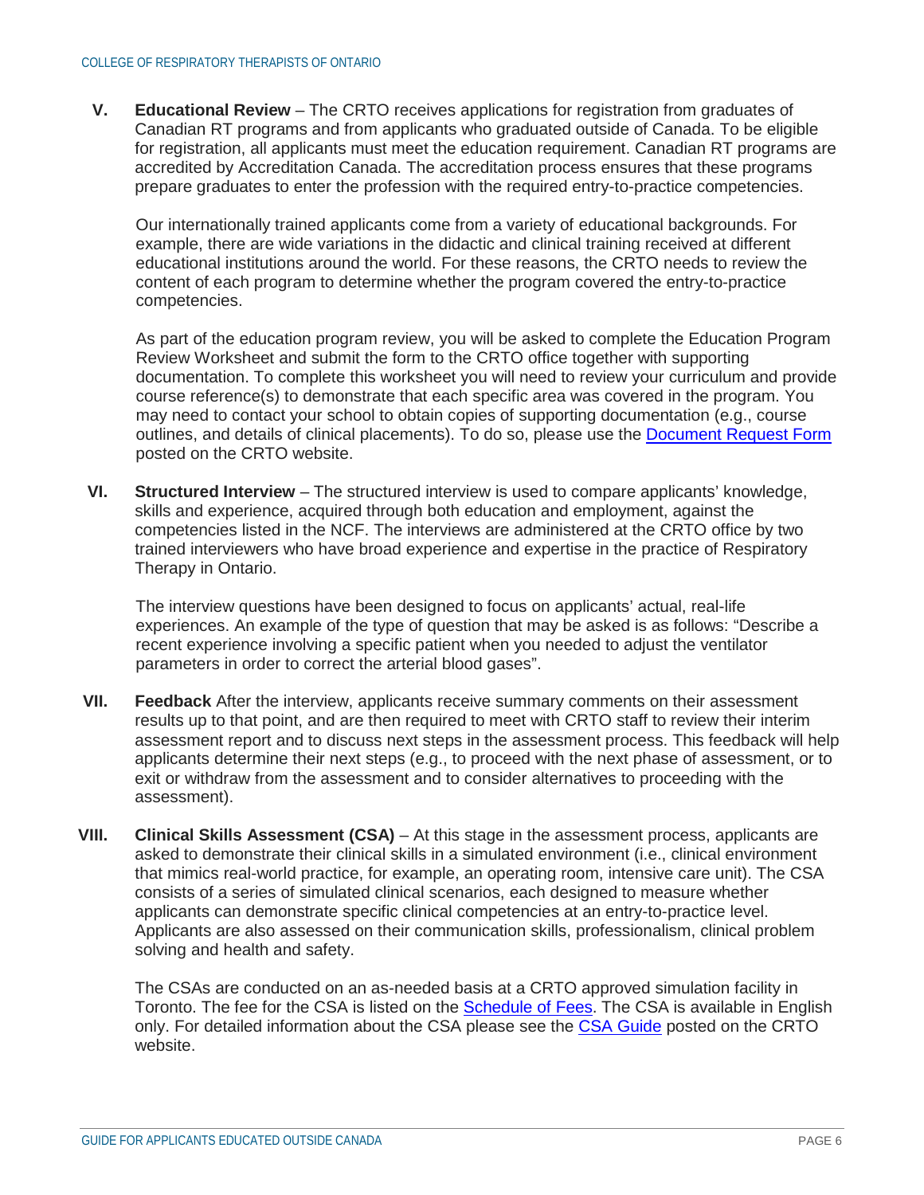V. **Educational Review** – The CRTO receives applications for registration from graduates of Canadian RT programs and from applicants who graduated outside of Canada. To be eligible for registration, all applicants must meet the education requirement. Canadian RT programs are accredited by Accreditation Canada. The accreditation process ensures that these programs prepare graduates to enter the profession with the required entry-to-practice competencies.

Our internationally trained applicants come from a variety of educational backgrounds. For example, there are wide variations in the didactic and clinical training received at different educational institutions around the world. For these reasons, the CRTO needs to review the content of each program to determine whether the program covered the entry-to-practice competencies.

As part of the education program review, you will be asked to complete the Education Program Review Worksheet and submit the form to the CRTO office together with supporting documentation. To complete this worksheet you will need to review your curriculum and provide course reference(s) to demonstrate that each specific area was covered in the program. You may need to contact your school to obtain copies of supporting documentation (e.g., course outlines, and details of clinical placements). To do so, please use the Document Request Form posted on the CRTO website.

VI. **Structured Interview** – The structured interview is used to compare applicants' knowledge, skills and experience, acquired through both education and employment, against the competencies listed in the NCF. The interviews are administered at the CRTO office by two trained interviewers who have broad experience and expertise in the practice of Respiratory Therapy in Ontario.

The interview questions have been designed to focus on applicants' actual, real-life experiences. An example of the type of question that may be asked is as follows: "Describe a recent experience involving a specific patient when you needed to adjust the ventilator parameters in order to correct the arterial blood gases".

VII. **Feedback** After the interview, applicants receive summary comments on their assessment results up to that point, and are then required to meet with CRTO staff to review their interim assessment report and to discuss next steps in the assessment process. This feedback will help applicants determine their next steps (e.g., to proceed with the next phase of assessment, or to exit or withdraw from the assessment and to consider alternatives to proceeding with the assessment).

VIII. **Clinical Skills Assessment (CSA)** – At this stage in the assessment process, applicants are asked to demonstrate their clinical skills in a simulated environment (i.e., clinical environment that mimics real-world practice, for example, an operating room, intensive care unit). The CSA consists of a series of simulated clinical scenarios, each designed to measure whether applicants can demonstrate specific clinical competencies at an entry-to-practice level. Applicants are also assessed on their communication skills, professionalism, clinical problem solving and health and safety.

The CSAs are conducted on an as-needed basis at a CRTO approved simulation facility in Toronto. The fee for the CSA is listed on the Schedule of Fees. The CSA is available in English only. For detailed information about the CSA please see the CSA Guide posted on the CRTO website.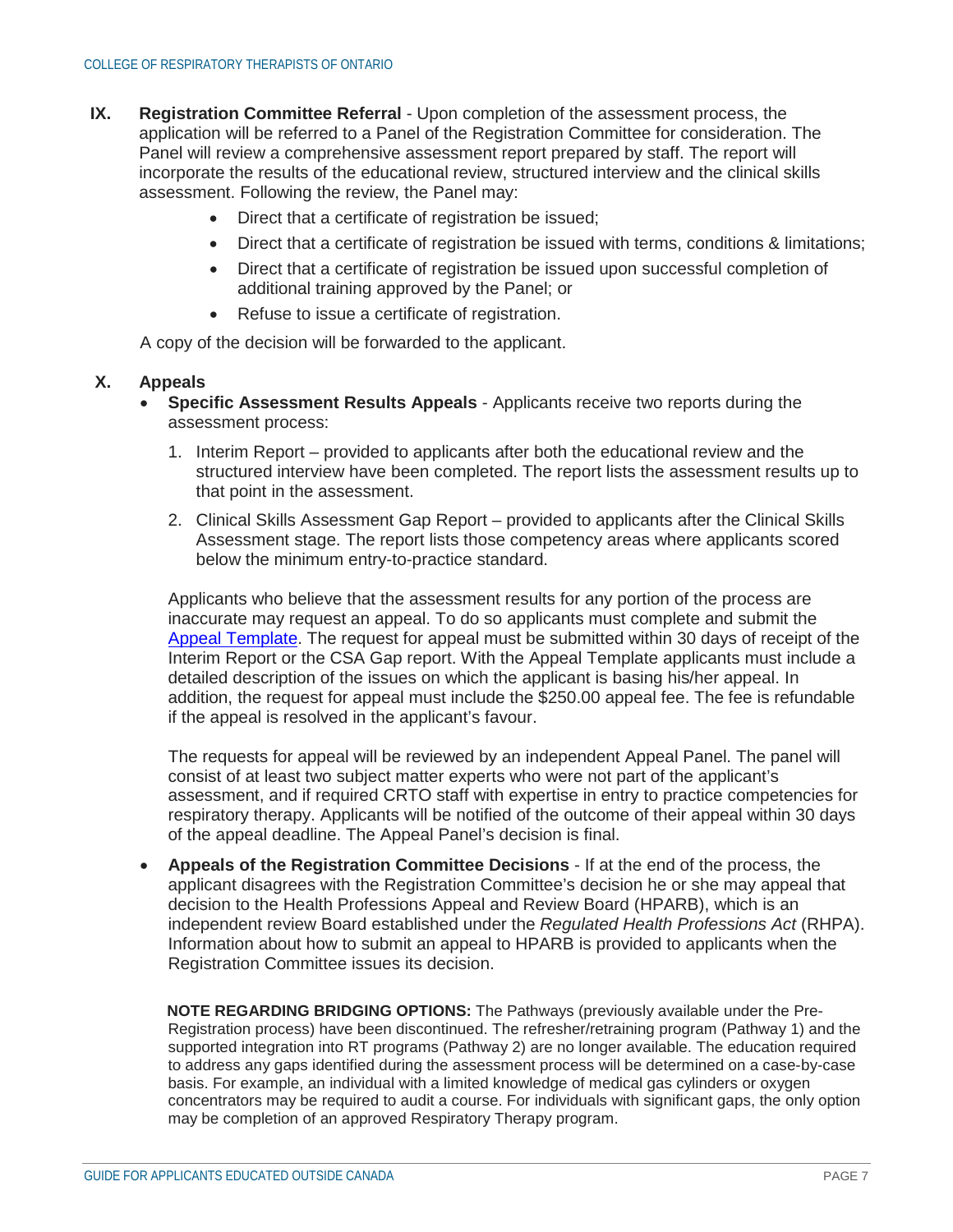**IX. Registration Committee Referral** - Upon completion of the assessment process, the application will be referred to a Panel of the Registration Committee for consideration. The Panel will review a comprehensive assessment report prepared by staff. The report will incorporate the results of the educational review, structured interview and the clinical skills assessment. Following the review, the Panel may:

- Direct that a certificate of registration be issued;
- Direct that a certificate of registration be issued with terms, conditions & limitations;
- Direct that a certificate of registration be issued upon successful completion of additional training approved by the Panel; or
- Refuse to issue a certificate of registration.

A copy of the decision will be forwarded to the applicant.

**X. Appeals**

- **Specific Assessment Results Appeals** - Applicants receive two reports during the assessment process:

  1. Interim Report – provided to applicants after both the educational review and the structured interview have been completed. The report lists the assessment results up to that point in the assessment.
  2. Clinical Skills Assessment Gap Report – provided to applicants after the Clinical Skills Assessment stage. The report lists those competency areas where applicants scored below the minimum entry-to-practice standard.

  Applicants who believe that the assessment results for any portion of the process are inaccurate may request an appeal. To do so applicants must complete and submit the Appeal Template. The request for appeal must be submitted within 30 days of receipt of the Interim Report or the CSA Gap report. With the Appeal Template applicants must include a detailed description of the issues on which the applicant is basing his/her appeal. In addition, the request for appeal must include the $250.00 appeal fee. The fee is refundable if the appeal is resolved in the applicant's favour.

  The requests for appeal will be reviewed by an independent Appeal Panel. The panel will consist of at least two subject matter experts who were not part of the applicant's assessment, and if required CRTO staff with expertise in entry to practice competencies for respiratory therapy. Applicants will be notified of the outcome of their appeal within 30 days of the appeal deadline. The Appeal Panel's decision is final.

- **Appeals of the Registration Committee Decisions** - If at the end of the process, the applicant disagrees with the Registration Committee's decision he or she may appeal that decision to the Health Professions Appeal and Review Board (HPARB), which is an independent review Board established under the *Regulated Health Professions Act* (RHPA). Information about how to submit an appeal to HPARB is provided to applicants when the Registration Committee issues its decision.

**NOTE REGARDING BRIDGING OPTIONS:** The Pathways (previously available under the Pre-Registration process) have been discontinued. The refresher/retraining program (Pathway 1) and the supported integration into RT programs (Pathway 2) are no longer available. The education required to address any gaps identified during the assessment process will be determined on a case-by-case basis. For example, an individual with a limited knowledge of medical gas cylinders or oxygen concentrators may be required to audit a course. For individuals with significant gaps, the only option may be completion of an approved Respiratory Therapy program.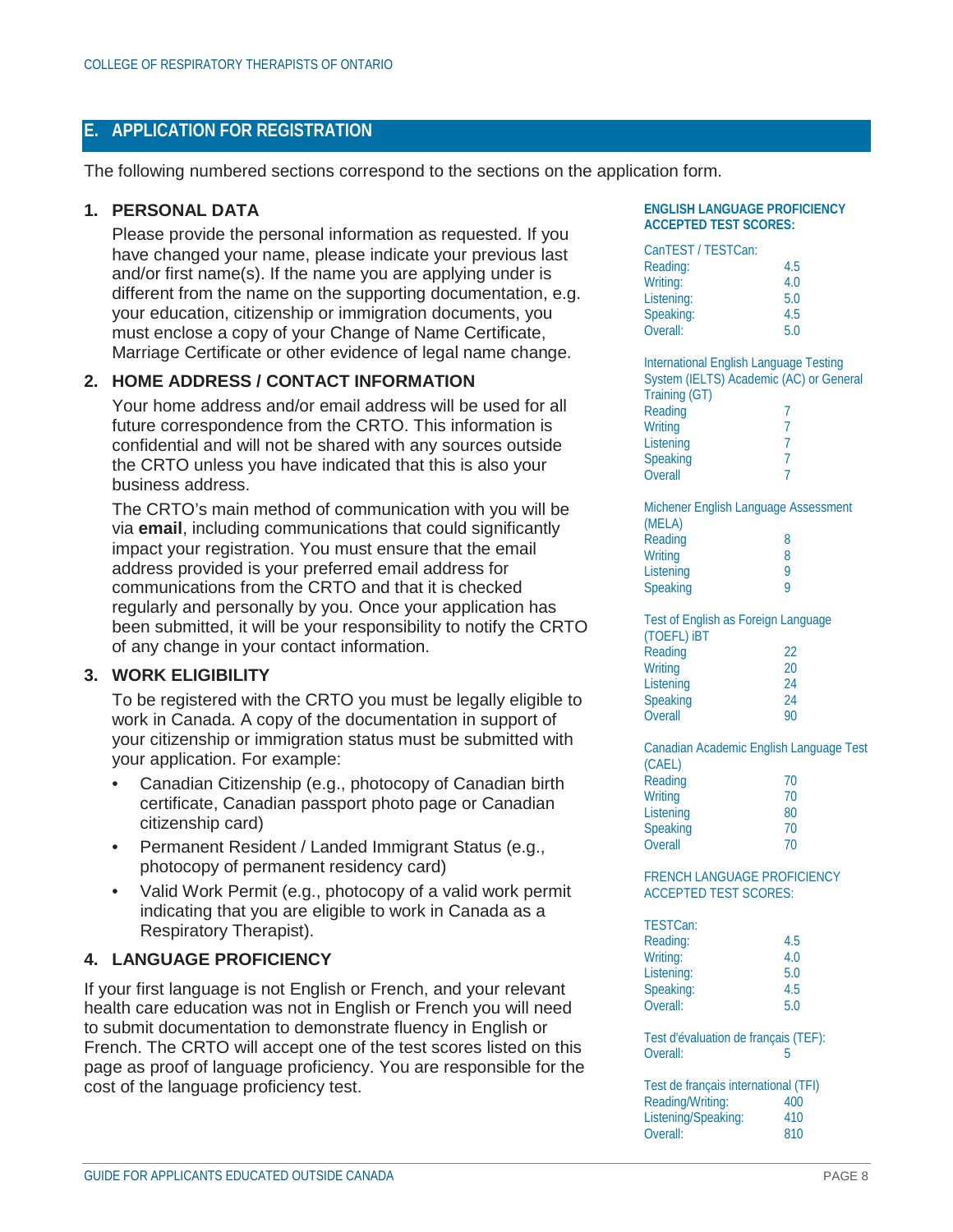## E. APPLICATION FOR REGISTRATION

The following numbered sections correspond to the sections on the application form.

### 1. PERSONAL DATA

Please provide the personal information as requested. If you have changed your name, please indicate your previous last and/or first name(s). If the name you are applying under is different from the name on the supporting documentation, e.g. your education, citizenship or immigration documents, you must enclose a copy of your Change of Name Certificate, Marriage Certificate or other evidence of legal name change.

### 2. HOME ADDRESS / CONTACT INFORMATION

Your home address and/or email address will be used for all future correspondence from the CRTO. This information is confidential and will not be shared with any sources outside the CRTO unless you have indicated that this is also your business address.

The CRTO's main method of communication with you will be via **email**, including communications that could significantly impact your registration. You must ensure that the email address provided is your preferred email address for communications from the CRTO and that it is checked regularly and personally by you. Once your application has been submitted, it will be your responsibility to notify the CRTO of any change in your contact information.

### 3. WORK ELIGIBILITY

To be registered with the CRTO you must be legally eligible to work in Canada. A copy of the documentation in support of your citizenship or immigration status must be submitted with your application. For example:

- Canadian Citizenship (e.g., photocopy of Canadian birth certificate, Canadian passport photo page or Canadian citizenship card)
- Permanent Resident / Landed Immigrant Status (e.g., photocopy of permanent residency card)
- Valid Work Permit (e.g., photocopy of a valid work permit indicating that you are eligible to work in Canada as a Respiratory Therapist).

### 4. LANGUAGE PROFICIENCY

If your first language is not English or French, and your relevant health care education was not in English or French you will need to submit documentation to demonstrate fluency in English or French. The CRTO will accept one of the test scores listed on this page as proof of language proficiency. You are responsible for the cost of the language proficiency test.

**ENGLISH LANGUAGE PROFICIENCY ACCEPTED TEST SCORES:**

CanTEST / TESTCan:

| | |
|---|---|
| Reading: | 4.5 |
| Writing: | 4.0 |
| Listening: | 5.0 |
| Speaking: | 4.5 |
| Overall: | 5.0 |

International English Language Testing System (IELTS) Academic (AC) or General Training (GT)

| | |
|---|---|
| Reading | 7 |
| Writing | 7 |
| Listening | 7 |
| Speaking | 7 |
| Overall | 7 |

Michener English Language Assessment (MELA)

| | |
|---|---|
| Reading | 8 |
| Writing | 8 |
| Listening | 9 |
| Speaking | 9 |

Test of English as Foreign Language (TOEFL) iBT

| | |
|---|---|
| Reading | 22 |
| Writing | 20 |
| Listening | 24 |
| Speaking | 24 |
| Overall | 90 |

Canadian Academic English Language Test (CAEL)

| | |
|---|---|
| Reading | 70 |
| Writing | 70 |
| Listening | 80 |
| Speaking | 70 |
| Overall | 70 |

FRENCH LANGUAGE PROFICIENCY ACCEPTED TEST SCORES:

TESTCan:

| | |
|---|---|
| Reading: | 4.5 |
| Writing: | 4.0 |
| Listening: | 5.0 |
| Speaking: | 4.5 |
| Overall: | 5.0 |

Test d'évaluation de français (TEF):

| | |
|---|---|
| Overall: | 5 |

Test de français international (TFI)

| | |
|---|---|
| Reading/Writing: | 400 |
| Listening/Speaking: | 410 |
| Overall: | 810 |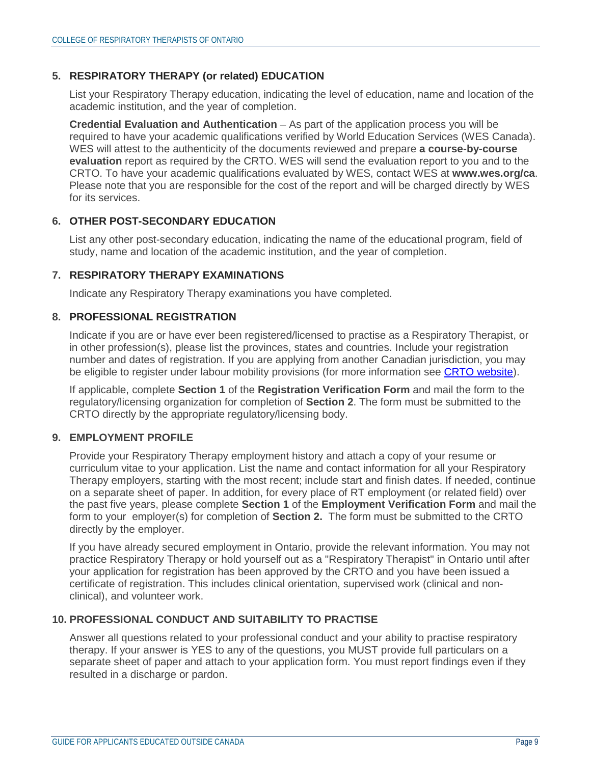## 5. RESPIRATORY THERAPY (or related) EDUCATION

List your Respiratory Therapy education, indicating the level of education, name and location of the academic institution, and the year of completion.

**Credential Evaluation and Authentication** – As part of the application process you will be required to have your academic qualifications verified by World Education Services (WES Canada). WES will attest to the authenticity of the documents reviewed and prepare **a course-by-course evaluation** report as required by the CRTO. WES will send the evaluation report to you and to the CRTO. To have your academic qualifications evaluated by WES, contact WES at **www.wes.org/ca**. Please note that you are responsible for the cost of the report and will be charged directly by WES for its services.

## 6. OTHER POST-SECONDARY EDUCATION

List any other post-secondary education, indicating the name of the educational program, field of study, name and location of the academic institution, and the year of completion.

## 7. RESPIRATORY THERAPY EXAMINATIONS

Indicate any Respiratory Therapy examinations you have completed.

## 8. PROFESSIONAL REGISTRATION

Indicate if you are or have ever been registered/licensed to practise as a Respiratory Therapist, or in other profession(s), please list the provinces, states and countries. Include your registration number and dates of registration. If you are applying from another Canadian jurisdiction, you may be eligible to register under labour mobility provisions (for more information see CRTO website).

If applicable, complete **Section 1** of the **Registration Verification Form** and mail the form to the regulatory/licensing organization for completion of **Section 2**. The form must be submitted to the CRTO directly by the appropriate regulatory/licensing body.

## 9. EMPLOYMENT PROFILE

Provide your Respiratory Therapy employment history and attach a copy of your resume or curriculum vitae to your application. List the name and contact information for all your Respiratory Therapy employers, starting with the most recent; include start and finish dates. If needed, continue on a separate sheet of paper. In addition, for every place of RT employment (or related field) over the past five years, please complete **Section 1** of the **Employment Verification Form** and mail the form to your employer(s) for completion of **Section 2.** The form must be submitted to the CRTO directly by the employer.

If you have already secured employment in Ontario, provide the relevant information. You may not practice Respiratory Therapy or hold yourself out as a "Respiratory Therapist" in Ontario until after your application for registration has been approved by the CRTO and you have been issued a certificate of registration. This includes clinical orientation, supervised work (clinical and non-clinical), and volunteer work.

## 10. PROFESSIONAL CONDUCT AND SUITABILITY TO PRACTISE

Answer all questions related to your professional conduct and your ability to practise respiratory therapy. If your answer is YES to any of the questions, you MUST provide full particulars on a separate sheet of paper and attach to your application form. You must report findings even if they resulted in a discharge or pardon.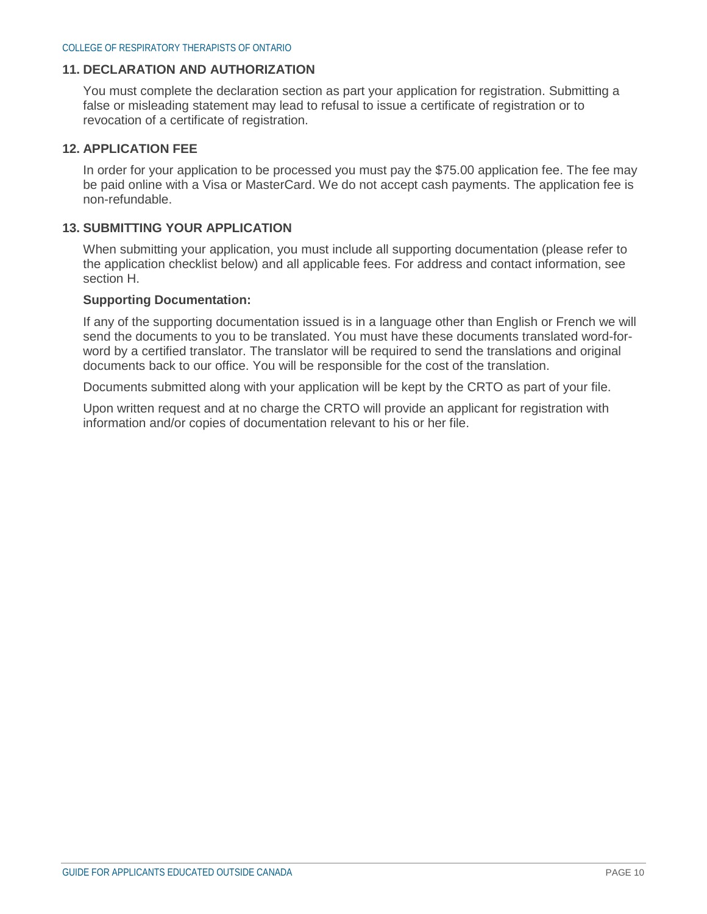## 11. DECLARATION AND AUTHORIZATION

You must complete the declaration section as part your application for registration. Submitting a false or misleading statement may lead to refusal to issue a certificate of registration or to revocation of a certificate of registration.

## 12. APPLICATION FEE

In order for your application to be processed you must pay the $75.00 application fee. The fee may be paid online with a Visa or MasterCard. We do not accept cash payments. The application fee is non-refundable.

## 13. SUBMITTING YOUR APPLICATION

When submitting your application, you must include all supporting documentation (please refer to the application checklist below) and all applicable fees. For address and contact information, see section H.

**Supporting Documentation:**

If any of the supporting documentation issued is in a language other than English or French we will send the documents to you to be translated. You must have these documents translated word-for-word by a certified translator. The translator will be required to send the translations and original documents back to our office. You will be responsible for the cost of the translation.

Documents submitted along with your application will be kept by the CRTO as part of your file.

Upon written request and at no charge the CRTO will provide an applicant for registration with information and/or copies of documentation relevant to his or her file.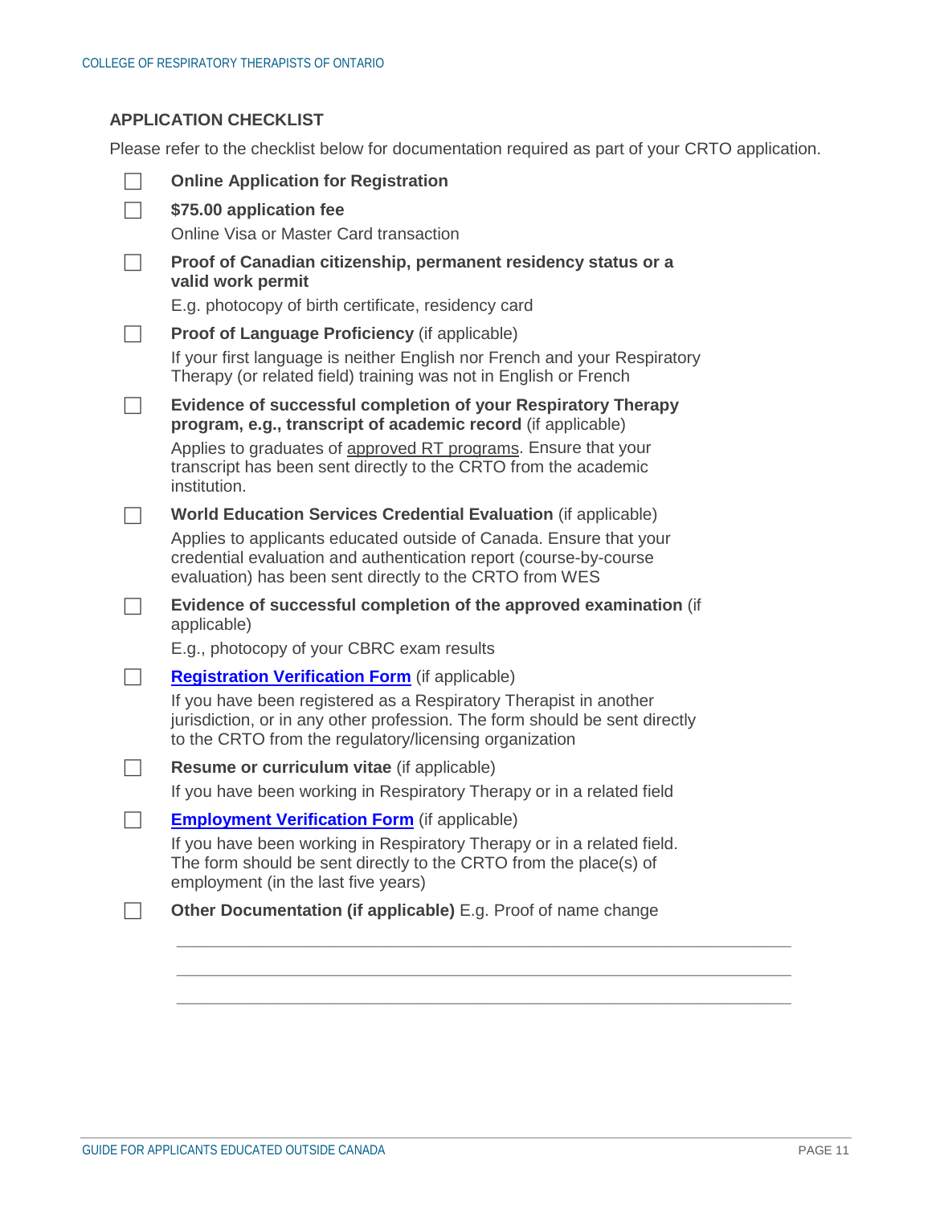## APPLICATION CHECKLIST

Please refer to the checklist below for documentation required as part of your CRTO application.

- [ ] **Online Application for Registration**
- [ ] **$75.00 application fee**
  Online Visa or Master Card transaction
- [ ] **Proof of Canadian citizenship, permanent residency status or a valid work permit**
  E.g. photocopy of birth certificate, residency card
- [ ] **Proof of Language Proficiency** (if applicable)
  If your first language is neither English nor French and your Respiratory Therapy (or related field) training was not in English or French
- [ ] **Evidence of successful completion of your Respiratory Therapy program, e.g., transcript of academic record** (if applicable)
  Applies to graduates of approved RT programs. Ensure that your transcript has been sent directly to the CRTO from the academic institution.
- [ ] **World Education Services Credential Evaluation** (if applicable)
  Applies to applicants educated outside of Canada. Ensure that your credential evaluation and authentication report (course-by-course evaluation) has been sent directly to the CRTO from WES
- [ ] **Evidence of successful completion of the approved examination** (if applicable)
  E.g., photocopy of your CBRC exam results
- [ ] **Registration Verification Form** (if applicable)
  If you have been registered as a Respiratory Therapist in another jurisdiction, or in any other profession. The form should be sent directly to the CRTO from the regulatory/licensing organization
- [ ] **Resume or curriculum vitae** (if applicable)
  If you have been working in Respiratory Therapy or in a related field
- [ ] **Employment Verification Form** (if applicable)
  If you have been working in Respiratory Therapy or in a related field. The form should be sent directly to the CRTO from the place(s) of employment (in the last five years)
- [ ] **Other Documentation (if applicable)** E.g. Proof of name change

  ______________________________________________________________________

  ______________________________________________________________________

  ______________________________________________________________________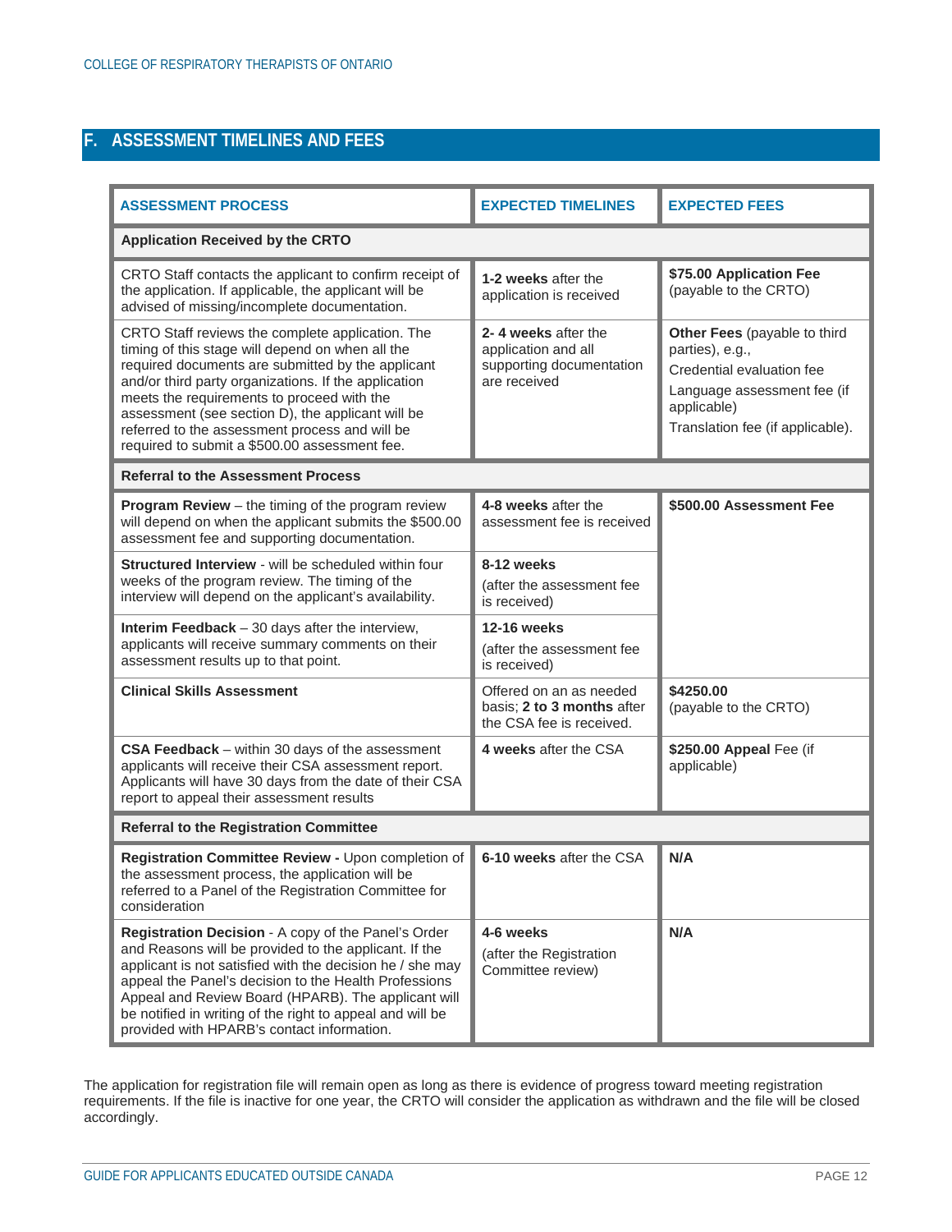## F. ASSESSMENT TIMELINES AND FEES

| ASSESSMENT PROCESS | EXPECTED TIMELINES | EXPECTED FEES |
|---|---|---|
| **Application Received by the CRTO** | | |
| CRTO Staff contacts the applicant to confirm receipt of the application. If applicable, the applicant will be advised of missing/incomplete documentation. | **1-2 weeks** after the application is received | **$75.00 Application Fee** (payable to the CRTO) |
| CRTO Staff reviews the complete application. The timing of this stage will depend on when all the required documents are submitted by the applicant and/or third party organizations. If the application meets the requirements to proceed with the assessment (see section D), the applicant will be referred to the assessment process and will be required to submit a $500.00 assessment fee. | **2- 4 weeks** after the application and all supporting documentation are received | **Other Fees** (payable to third parties), e.g.,<br>Credential evaluation fee<br>Language assessment fee (if applicable)<br>Translation fee (if applicable). |
| **Referral to the Assessment Process** | | |
| **Program Review** – the timing of the program review will depend on when the applicant submits the $500.00 assessment fee and supporting documentation. | **4-8 weeks** after the assessment fee is received | **$500.00 Assessment Fee** |
| **Structured Interview** - will be scheduled within four weeks of the program review. The timing of the interview will depend on the applicant's availability. | **8-12 weeks**<br>(after the assessment fee is received) | |
| **Interim Feedback** – 30 days after the interview, applicants will receive summary comments on their assessment results up to that point. | **12-16 weeks**<br>(after the assessment fee is received) | |
| **Clinical Skills Assessment** | Offered on an as needed basis; **2 to 3 months** after the CSA fee is received. | **$4250.00**<br>(payable to the CRTO) |
| **CSA Feedback** – within 30 days of the assessment applicants will receive their CSA assessment report. Applicants will have 30 days from the date of their CSA report to appeal their assessment results | **4 weeks** after the CSA | **$250.00 Appeal** Fee (if applicable) |
| **Referral to the Registration Committee** | | |
| **Registration Committee Review -** Upon completion of the assessment process, the application will be referred to a Panel of the Registration Committee for consideration | **6-10 weeks** after the CSA | **N/A** |
| **Registration Decision** - A copy of the Panel's Order and Reasons will be provided to the applicant. If the applicant is not satisfied with the decision he / she may appeal the Panel's decision to the Health Professions Appeal and Review Board (HPARB). The applicant will be notified in writing of the right to appeal and will be provided with HPARB's contact information. | **4-6 weeks**<br>(after the Registration Committee review) | **N/A** |

The application for registration file will remain open as long as there is evidence of progress toward meeting registration requirements. If the file is inactive for one year, the CRTO will consider the application as withdrawn and the file will be closed accordingly.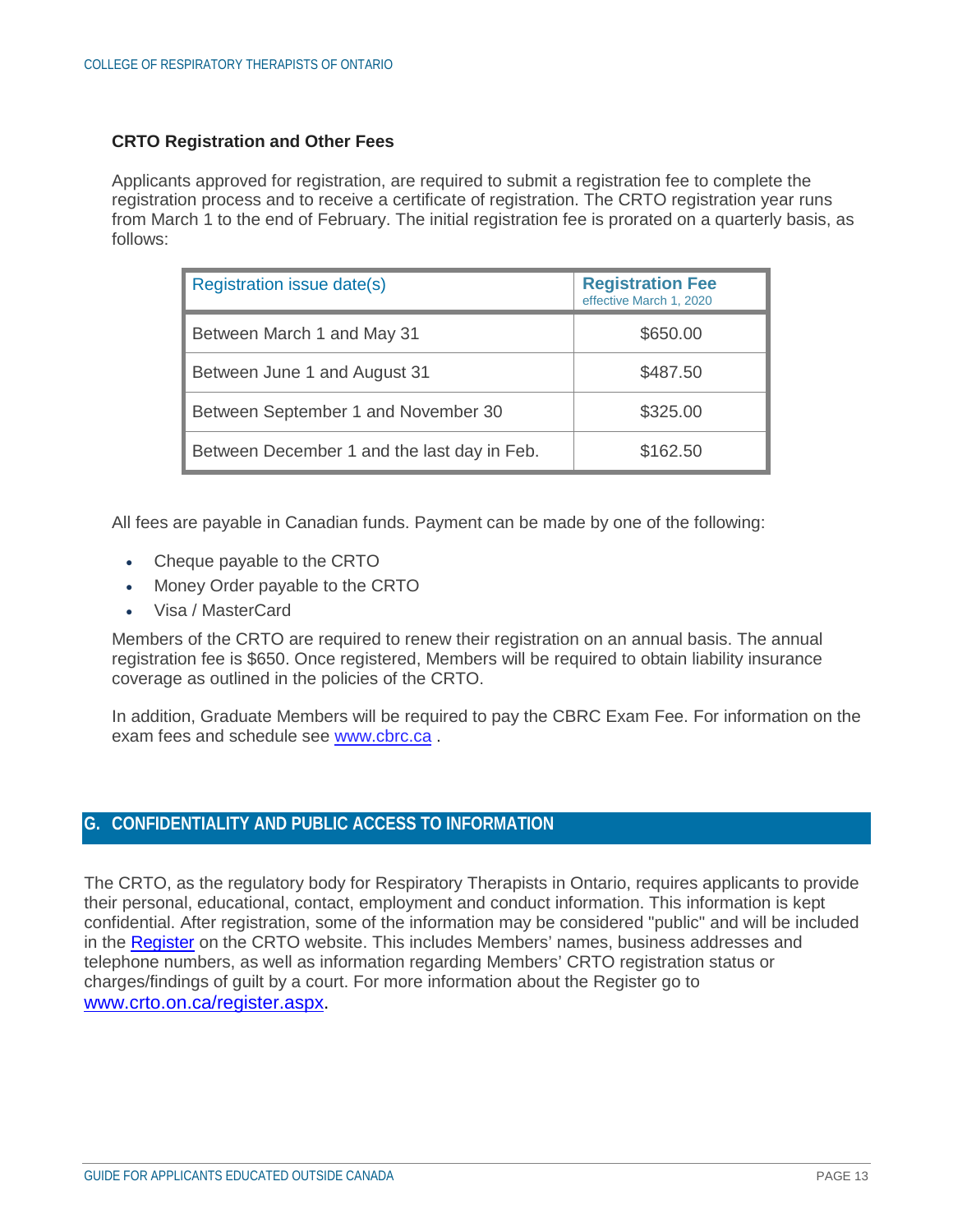### CRTO Registration and Other Fees

Applicants approved for registration, are required to submit a registration fee to complete the registration process and to receive a certificate of registration. The CRTO registration year runs from March 1 to the end of February. The initial registration fee is prorated on a quarterly basis, as follows:

| Registration issue date(s) | **Registration Fee** effective March 1, 2020 |
|---|---|
| Between March 1 and May 31 | $650.00 |
| Between June 1 and August 31 | $487.50 |
| Between September 1 and November 30 | $325.00 |
| Between December 1 and the last day in Feb. | $162.50 |

All fees are payable in Canadian funds. Payment can be made by one of the following:

- Cheque payable to the CRTO
- Money Order payable to the CRTO
- Visa / MasterCard

Members of the CRTO are required to renew their registration on an annual basis. The annual registration fee is $650. Once registered, Members will be required to obtain liability insurance coverage as outlined in the policies of the CRTO.

In addition, Graduate Members will be required to pay the CBRC Exam Fee. For information on the exam fees and schedule see www.cbrc.ca .

## G. CONFIDENTIALITY AND PUBLIC ACCESS TO INFORMATION

The CRTO, as the regulatory body for Respiratory Therapists in Ontario, requires applicants to provide their personal, educational, contact, employment and conduct information. This information is kept confidential. After registration, some of the information may be considered "public" and will be included in the Register on the CRTO website. This includes Members' names, business addresses and telephone numbers, as well as information regarding Members' CRTO registration status or charges/findings of guilt by a court. For more information about the Register go to www.crto.on.ca/register.aspx.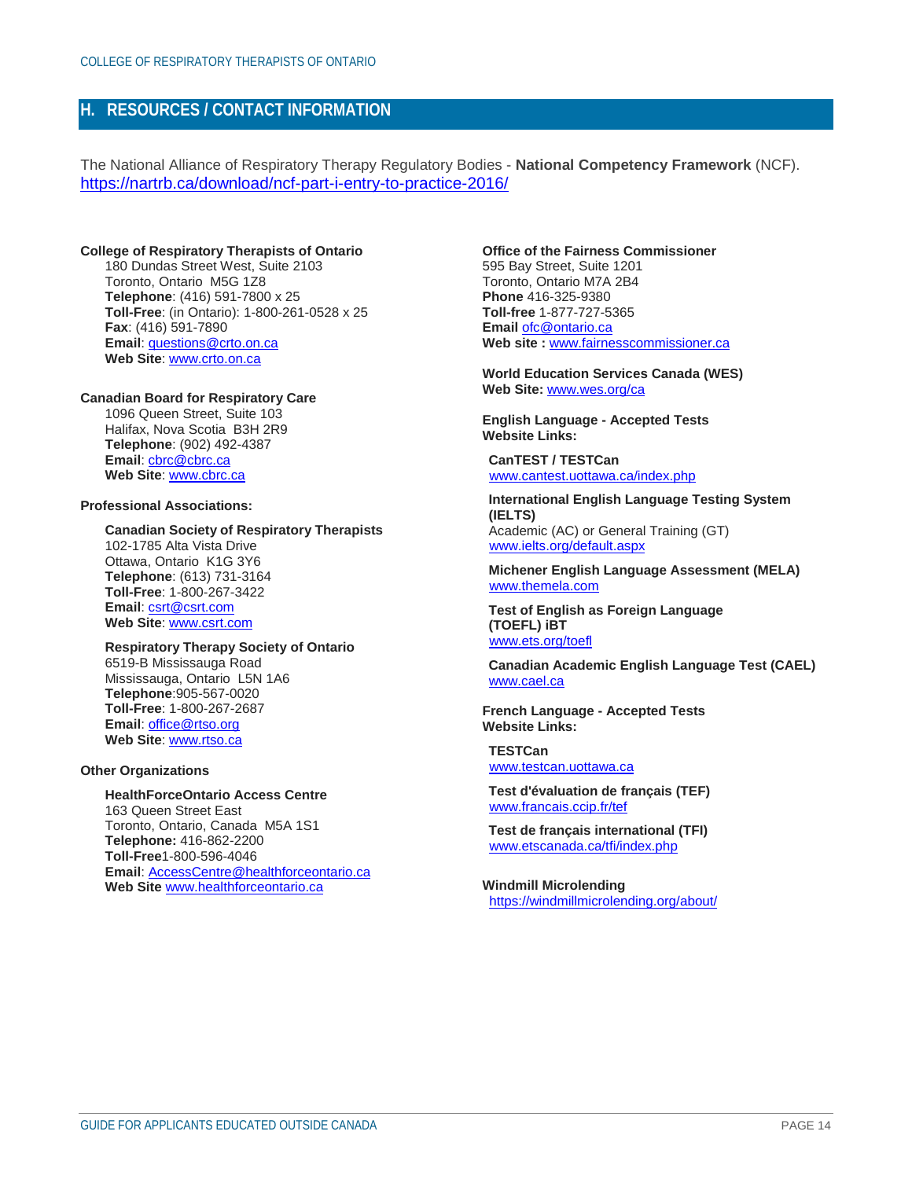## H. RESOURCES / CONTACT INFORMATION

The National Alliance of Respiratory Therapy Regulatory Bodies - **National Competency Framework** (NCF).
https://nartrb.ca/download/ncf-part-i-entry-to-practice-2016/

**College of Respiratory Therapists of Ontario**
180 Dundas Street West, Suite 2103
Toronto, Ontario M5G 1Z8
**Telephone**: (416) 591-7800 x 25
**Toll-Free**: (in Ontario): 1-800-261-0528 x 25
**Fax**: (416) 591-7890
**Email**: questions@crto.on.ca
**Web Site**: www.crto.on.ca

**Canadian Board for Respiratory Care**
1096 Queen Street, Suite 103
Halifax, Nova Scotia B3H 2R9
**Telephone**: (902) 492-4387
**Email**: cbrc@cbrc.ca
**Web Site**: www.cbrc.ca

**Professional Associations:**

**Canadian Society of Respiratory Therapists**
102-1785 Alta Vista Drive
Ottawa, Ontario K1G 3Y6
**Telephone**: (613) 731-3164
**Toll-Free**: 1-800-267-3422
**Email**: csrt@csrt.com
**Web Site**: www.csrt.com

**Respiratory Therapy Society of Ontario**
6519-B Mississauga Road
Mississauga, Ontario L5N 1A6
**Telephone**:905-567-0020
**Toll-Free**: 1-800-267-2687
**Email**: office@rtso.org
**Web Site**: www.rtso.ca

**Other Organizations**

**HealthForceOntario Access Centre**
163 Queen Street East
Toronto, Ontario, Canada M5A 1S1
**Telephone:** 416-862-2200
**Toll-Free**1-800-596-4046
**Email**: AccessCentre@healthforceontario.ca
**Web Site** www.healthforceontario.ca

**Office of the Fairness Commissioner**
595 Bay Street, Suite 1201
Toronto, Ontario M7A 2B4
**Phone** 416-325-9380
**Toll-free** 1-877-727-5365
**Email** ofc@ontario.ca
**Web site :** www.fairnesscommissioner.ca

**World Education Services Canada (WES)**
**Web Site:** www.wes.org/ca

**English Language - Accepted Tests**
**Website Links:**

**CanTEST / TESTCan**
www.cantest.uottawa.ca/index.php

**International English Language Testing System (IELTS)**
Academic (AC) or General Training (GT)
www.ielts.org/default.aspx

**Michener English Language Assessment (MELA)**
www.themela.com

**Test of English as Foreign Language (TOEFL) iBT**
www.ets.org/toefl

**Canadian Academic English Language Test (CAEL)**
www.cael.ca

**French Language - Accepted Tests**
**Website Links:**

**TESTCan**
www.testcan.uottawa.ca

**Test d'évaluation de français (TEF)**
www.francais.ccip.fr/tef

**Test de français international (TFI)**
www.etscanada.ca/tfi/index.php

**Windmill Microlending**
https://windmillmicrolending.org/about/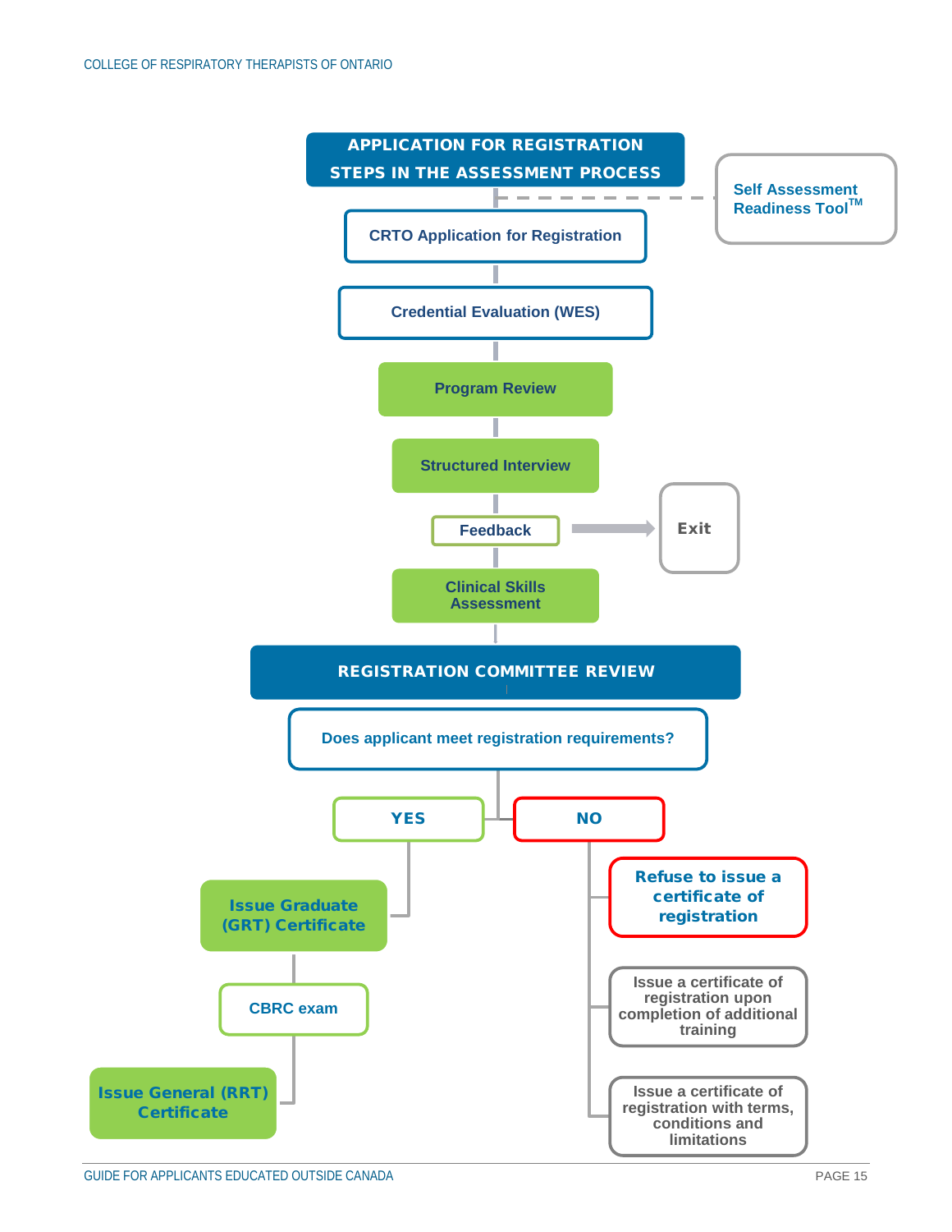# APPLICATION FOR REGISTRATION
## STEPS IN THE ASSESSMENT PROCESS

Self Assessment Readiness Tool™

CRTO Application for Registration

Credential Evaluation (WES)

Program Review

Structured Interview

Feedback

Exit

Clinical Skills Assessment

## REGISTRATION COMMITTEE REVIEW

Does applicant meet registration requirements?

YES

Issue Graduate (GRT) Certificate

CBRC exam

Issue General (RRT) Certificate

NO

Refuse to issue a certificate of registration

Issue a certificate of registration upon completion of additional training

Issue a certificate of registration with terms, conditions and limitations